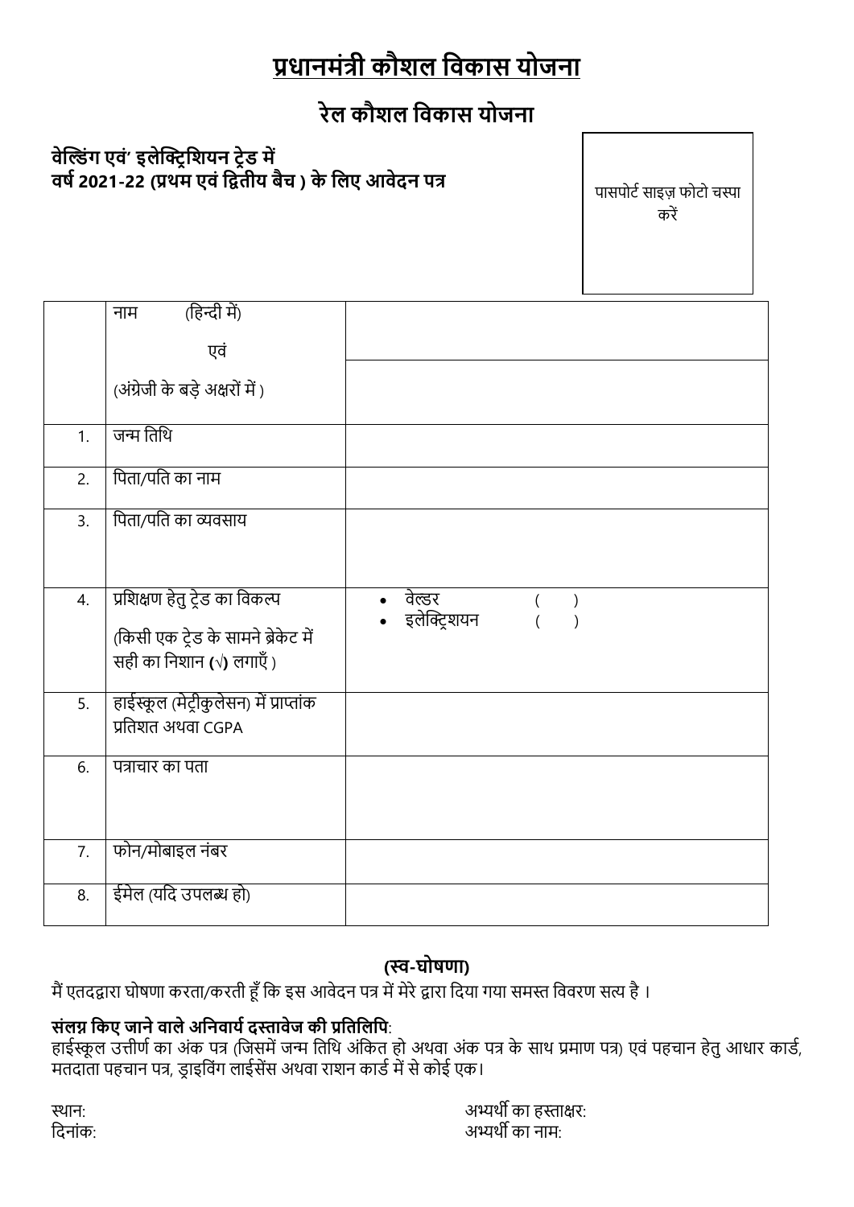# प्रधानमंत्री कौशल विकास योजना

## रेल कौशल विकास योजना

**वेल्डिंग एवं' इलेक्ट्रिशियन ट्रेड में**
**वर्ष 2021-22 (प्रथम एवं द्वितीय बैच ) के लिए आवेदन पत्र**

पासपोर्ट साइज़ फोटो चस्पा करें

| | | |
|---|---|---|
| | नाम (हिन्दी में) एवं (अंग्रेजी के बड़े अक्षरों में ) | |
| | | |
| 1. | जन्म तिथि | |
| 2. | पिता/पति का नाम | |
| 3. | पिता/पति का व्यवसाय | |
| 4. | प्रशिक्षण हेतु ट्रेड का विकल्प (किसी एक ट्रेड के सामने ब्रेकेट में सही का निशान (√) लगाएँ ) | • वेल्डर ( ) • इलेक्ट्रिशयन ( ) |
| 5. | हाईस्कूल (मेट्रीकुलेसन) में प्राप्तांक प्रतिशत अथवा CGPA | |
| 6. | पत्राचार का पता | |
| 7. | फोन/मोबाइल नंबर | |
| 8. | ईमेल (यदि उपलब्ध हो) | |

**(स्व-घोषणा)**

मैं एतदद्वारा घोषणा करता/करती हूँ कि इस आवेदन पत्र में मेरे द्वारा दिया गया समस्त विवरण सत्य है ।

**संलग्न किए जाने वाले अनिवार्य दस्तावेज की प्रतिलिपि**:
हाईस्कूल उत्तीर्ण का अंक पत्र (जिसमें जन्म तिथि अंकित हो अथवा अंक पत्र के साथ प्रमाण पत्र) एवं पहचान हेतु आधार कार्ड, मतदाता पहचान पत्र, ड्राइविंग लाईसेंस अथवा राशन कार्ड में से कोई एक।

स्थान:
दिनांक:

अभ्यर्थी का हस्ताक्षर:
अभ्यर्थी का नाम: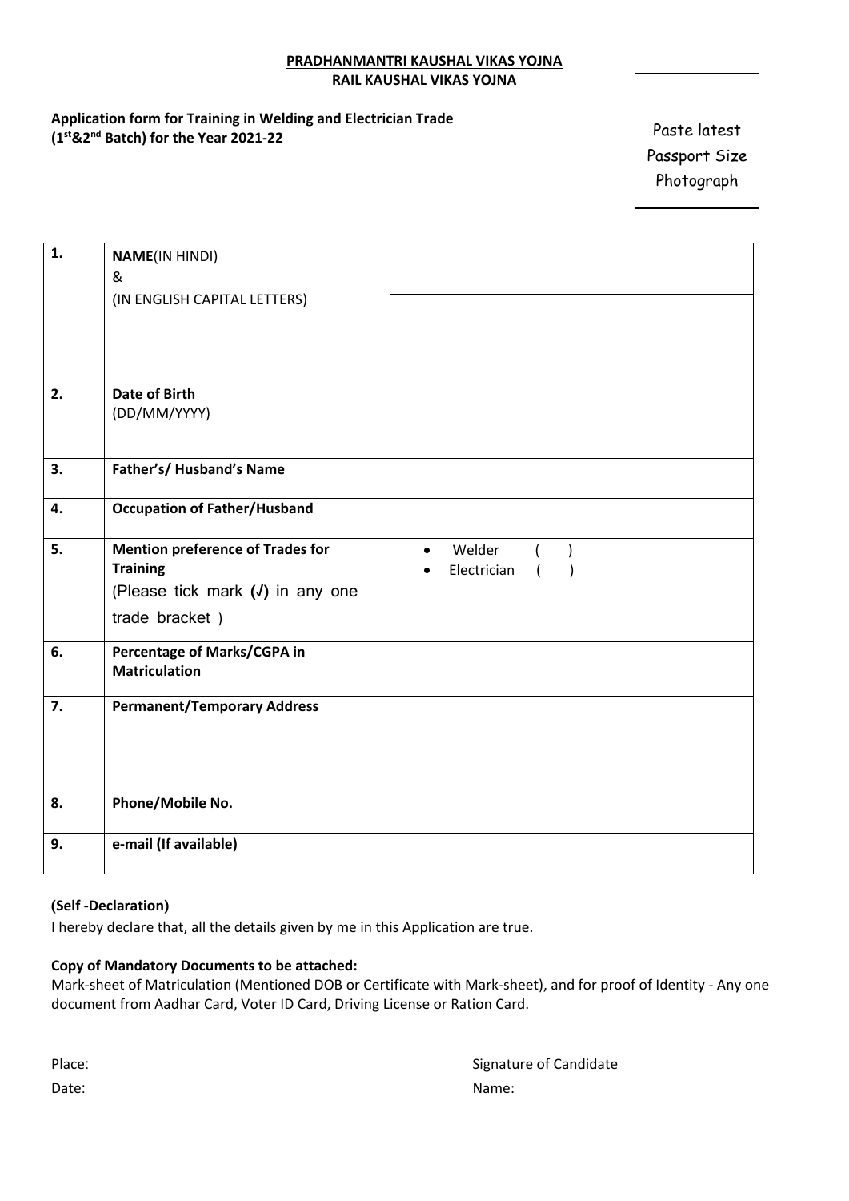**PRADHANMANTRI KAUSHAL VIKAS YOJNA**
**RAIL KAUSHAL VIKAS YOJNA**

**Application form for Training in Welding and Electrician Trade (1st&2nd Batch) for the Year 2021-22**

Paste latest Passport Size Photograph

| | | |
|---|---|---|
| **1.** | **NAME**(IN HINDI) & (IN ENGLISH CAPITAL LETTERS) | |
| **2.** | **Date of Birth** (DD/MM/YYYY) | |
| **3.** | **Father's/ Husband's Name** | |
| **4.** | **Occupation of Father/Husband** | |
| **5.** | **Mention preference of Trades for Training** (Please tick mark **(√)** in any one trade bracket ) | • Welder ( ) <br> • Electrician ( ) |
| **6.** | **Percentage of Marks/CGPA in Matriculation** | |
| **7.** | **Permanent/Temporary Address** | |
| **8.** | **Phone/Mobile No.** | |
| **9.** | **e-mail (If available)** | |

**(Self -Declaration)**

I hereby declare that, all the details given by me in this Application are true.

**Copy of Mandatory Documents to be attached:**

Mark-sheet of Matriculation (Mentioned DOB or Certificate with Mark-sheet), and for proof of Identity - Any one document from Aadhar Card, Voter ID Card, Driving License or Ration Card.

Place: Signature of Candidate

Date: Name: